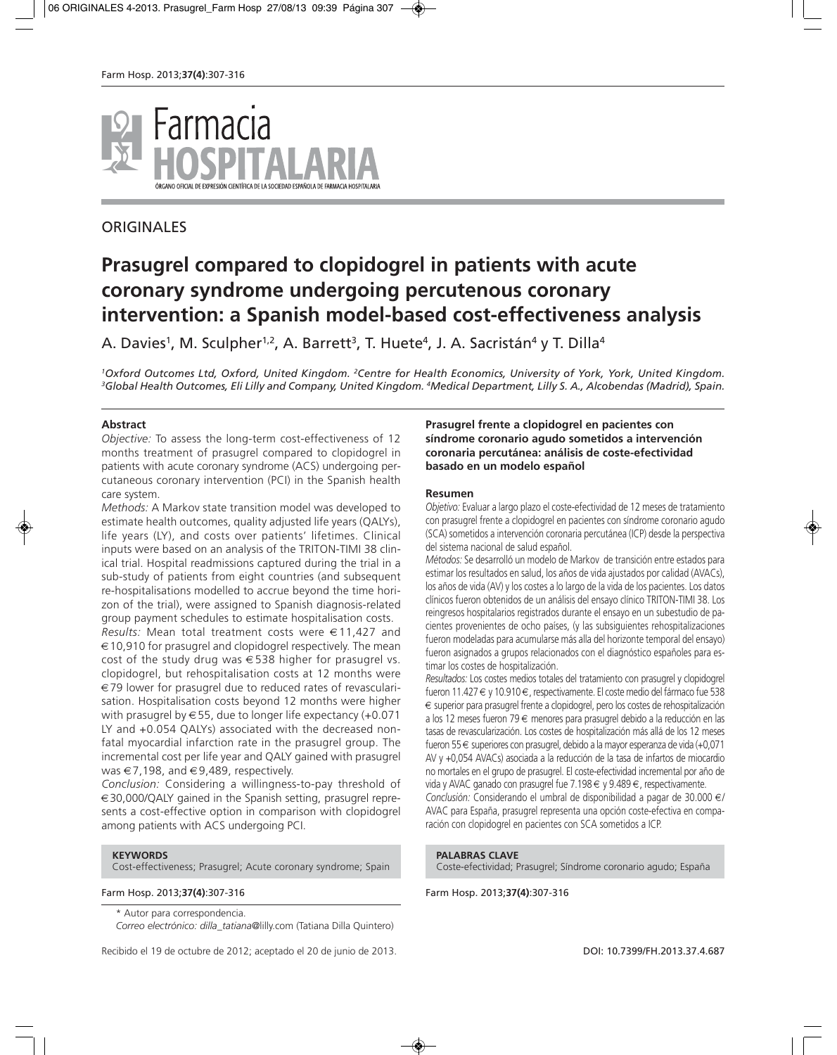Farmacia HOSPITALARIA

ÓRGANO OFICIAL DE EXPRESIÓN CIENTÍFICA DE LA SOCIEDAD ESPAÑOLA DE FARMACIA HOSPITALARIA

## ORIGINALES

# Prasugrel compared to clopidogrel in patients with acute coronary syndrome undergoing percutenous coronary intervention: a Spanish model-based cost-effectiveness analysis

A. Davies[1], M. Sculpher[1,2], A. Barrett[3], T. Huete[4], J. A. Sacristán[4] y T. Dilla[4]

*[1]Oxford Outcomes Ltd, Oxford, United Kingdom. [2]Centre for Health Economics, University of York, York, United Kingdom. [3]Global Health Outcomes, Eli Lilly and Company, United Kingdom. [4]Medical Department, Lilly S. A., Alcobendas (Madrid), Spain.*

### Abstract

*Objective:* To assess the long-term cost-effectiveness of 12 months treatment of prasugrel compared to clopidogrel in patients with acute coronary syndrome (ACS) undergoing percutaneous coronary intervention (PCI) in the Spanish health care system.

*Methods:* A Markov state transition model was developed to estimate health outcomes, quality adjusted life years (QALYs), life years (LY), and costs over patients' lifetimes. Clinical inputs were based on an analysis of the TRITON-TIMI 38 clinical trial. Hospital readmissions captured during the trial in a sub-study of patients from eight countries (and subsequent re-hospitalisations modelled to accrue beyond the time horizon of the trial), were assigned to Spanish diagnosis-related group payment schedules to estimate hospitalisation costs.

*Results:* Mean total treatment costs were €11,427 and €10,910 for prasugrel and clopidogrel respectively. The mean cost of the study drug was €538 higher for prasugrel vs. clopidogrel, but rehospitalisation costs at 12 months were €79 lower for prasugrel due to reduced rates of revascularisation. Hospitalisation costs beyond 12 months were higher with prasugrel by €55, due to longer life expectancy (+0.071 LY and +0.054 QALYs) associated with the decreased non-fatal myocardial infarction rate in the prasugrel group. The incremental cost per life year and QALY gained with prasugrel was €7,198, and €9,489, respectively.

*Conclusion:* Considering a willingness-to-pay threshold of €30,000/QALY gained in the Spanish setting, prasugrel represents a cost-effective option in comparison with clopidogrel among patients with ACS undergoing PCI.

**KEYWORDS**
Cost-effectiveness; Prasugrel; Acute coronary syndrome; Spain

### Prasugrel frente a clopidogrel en pacientes con síndrome coronario agudo sometidos a intervención coronaria percutánea: análisis de coste-efectividad basado en un modelo español

### Resumen

*Objetivo:* Evaluar a largo plazo el coste-efectividad de 12 meses de tratamiento con prasugrel frente a clopidogrel en pacientes con síndrome coronario agudo (SCA) sometidos a intervención coronaria percutánea (ICP) desde la perspectiva del sistema nacional de salud español.

*Métodos:* Se desarrolló un modelo de Markov de transición entre estados para estimar los resultados en salud, los años de vida ajustados por calidad (AVACs), los años de vida (AV) y los costes a lo largo de la vida de los pacientes. Los datos clínicos fueron obtenidos de un análisis del ensayo clínico TRITON-TIMI 38. Los reingresos hospitalarios registrados durante el ensayo en un subestudio de pacientes provenientes de ocho países, (y las subsiguientes rehospitalizaciones fueron modeladas para acumularse más alla del horizonte temporal del ensayo) fueron asignados a grupos relacionados con el diagnóstico españoles para estimar los costes de hospitalización.

*Resultados:* Los costes medios totales del tratamiento con prasugrel y clopidogrel fueron 11.427 € y 10.910 €, respectivamente. El coste medio del fármaco fue 538 € superior para prasugrel frente a clopidogrel, pero los costes de rehospitalización a los 12 meses fueron 79 € menores para prasugrel debido a la reducción en las tasas de revascularización. Los costes de hospitalización más allá de los 12 meses fueron 55 € superiores con prasugrel, debido a la mayor esperanza de vida (+0,071 AV y +0,054 AVACs) asociada a la reducción de la tasa de infartos de miocardio no mortales en el grupo de prasugrel. El coste-efectividad incremental por año de vida y AVAC ganado con prasugrel fue 7.198 € y 9.489 €, respectivamente.

*Conclusión:* Considerando el umbral de disponibilidad a pagar de 30.000 €/AVAC para España, prasugrel representa una opción coste-efectiva en comparación con clopidogrel en pacientes con SCA sometidos a ICP.

**PALABRAS CLAVE**
Coste-efectividad; Prasugrel; Síndrome coronario agudo; España

\* Autor para correspondencia.
*Correo electrónico: dilla_tatiana*@lilly.com (Tatiana Dilla Quintero)

Recibido el 19 de octubre de 2012; aceptado el 20 de junio de 2013.

DOI: 10.7399/FH.2013.37.4.687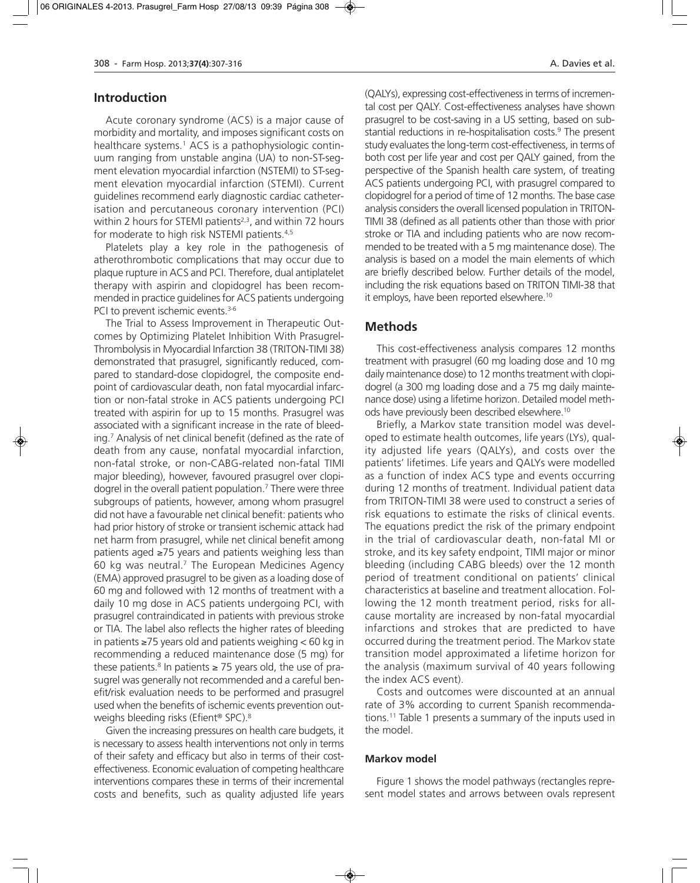## Introduction

Acute coronary syndrome (ACS) is a major cause of morbidity and mortality, and imposes significant costs on healthcare systems.[1] ACS is a pathophysiologic continuum ranging from unstable angina (UA) to non-ST-segment elevation myocardial infarction (NSTEMI) to ST-segment elevation myocardial infarction (STEMI). Current guidelines recommend early diagnostic cardiac catheterisation and percutaneous coronary intervention (PCI) within 2 hours for STEMI patients[2,3], and within 72 hours for moderate to high risk NSTEMI patients.[4,5]

Platelets play a key role in the pathogenesis of atherothrombotic complications that may occur due to plaque rupture in ACS and PCI. Therefore, dual antiplatelet therapy with aspirin and clopidogrel has been recommended in practice guidelines for ACS patients undergoing PCI to prevent ischemic events.[3-6]

The Trial to Assess Improvement in Therapeutic Outcomes by Optimizing Platelet Inhibition With Prasugrel-Thrombolysis in Myocardial Infarction 38 (TRITON-TIMI 38) demonstrated that prasugrel, significantly reduced, compared to standard-dose clopidogrel, the composite endpoint of cardiovascular death, non fatal myocardial infarction or non-fatal stroke in ACS patients undergoing PCI treated with aspirin for up to 15 months. Prasugrel was associated with a significant increase in the rate of bleeding.[7] Analysis of net clinical benefit (defined as the rate of death from any cause, nonfatal myocardial infarction, non-fatal stroke, or non-CABG-related non-fatal TIMI major bleeding), however, favoured prasugrel over clopidogrel in the overall patient population.[7] There were three subgroups of patients, however, among whom prasugrel did not have a favourable net clinical benefit: patients who had prior history of stroke or transient ischemic attack had net harm from prasugrel, while net clinical benefit among patients aged ≥75 years and patients weighing less than 60 kg was neutral.[7] The European Medicines Agency (EMA) approved prasugrel to be given as a loading dose of 60 mg and followed with 12 months of treatment with a daily 10 mg dose in ACS patients undergoing PCI, with prasugrel contraindicated in patients with previous stroke or TIA. The label also reflects the higher rates of bleeding in patients ≥75 years old and patients weighing < 60 kg in recommending a reduced maintenance dose (5 mg) for these patients.[8] In patients ≥ 75 years old, the use of prasugrel was generally not recommended and a careful benefit/risk evaluation needs to be performed and prasugrel used when the benefits of ischemic events prevention outweighs bleeding risks (Efient® SPC).[8]

Given the increasing pressures on health care budgets, it is necessary to assess health interventions not only in terms of their safety and efficacy but also in terms of their cost-effectiveness. Economic evaluation of competing healthcare interventions compares these in terms of their incremental costs and benefits, such as quality adjusted life years (QALYs), expressing cost-effectiveness in terms of incremental cost per QALY. Cost-effectiveness analyses have shown prasugrel to be cost-saving in a US setting, based on substantial reductions in re-hospitalisation costs.[9] The present study evaluates the long-term cost-effectiveness, in terms of both cost per life year and cost per QALY gained, from the perspective of the Spanish health care system, of treating ACS patients undergoing PCI, with prasugrel compared to clopidogrel for a period of time of 12 months. The base case analysis considers the overall licensed population in TRITON-TIMI 38 (defined as all patients other than those with prior stroke or TIA and including patients who are now recommended to be treated with a 5 mg maintenance dose). The analysis is based on a model the main elements of which are briefly described below. Further details of the model, including the risk equations based on TRITON TIMI-38 that it employs, have been reported elsewhere.[10]

## Methods

This cost-effectiveness analysis compares 12 months treatment with prasugrel (60 mg loading dose and 10 mg daily maintenance dose) to 12 months treatment with clopidogrel (a 300 mg loading dose and a 75 mg daily maintenance dose) using a lifetime horizon. Detailed model methods have previously been described elsewhere.[10]

Briefly, a Markov state transition model was developed to estimate health outcomes, life years (LYs), quality adjusted life years (QALYs), and costs over the patients' lifetimes. Life years and QALYs were modelled as a function of index ACS type and events occurring during 12 months of treatment. Individual patient data from TRITON-TIMI 38 were used to construct a series of risk equations to estimate the risks of clinical events. The equations predict the risk of the primary endpoint in the trial of cardiovascular death, non-fatal MI or stroke, and its key safety endpoint, TIMI major or minor bleeding (including CABG bleeds) over the 12 month period of treatment conditional on patients' clinical characteristics at baseline and treatment allocation. Following the 12 month treatment period, risks for all-cause mortality are increased by non-fatal myocardial infarctions and strokes that are predicted to have occurred during the treatment period. The Markov state transition model approximated a lifetime horizon for the analysis (maximum survival of 40 years following the index ACS event).

Costs and outcomes were discounted at an annual rate of 3% according to current Spanish recommendations.[11] Table 1 presents a summary of the inputs used in the model.

### Markov model

Figure 1 shows the model pathways (rectangles represent model states and arrows between ovals represent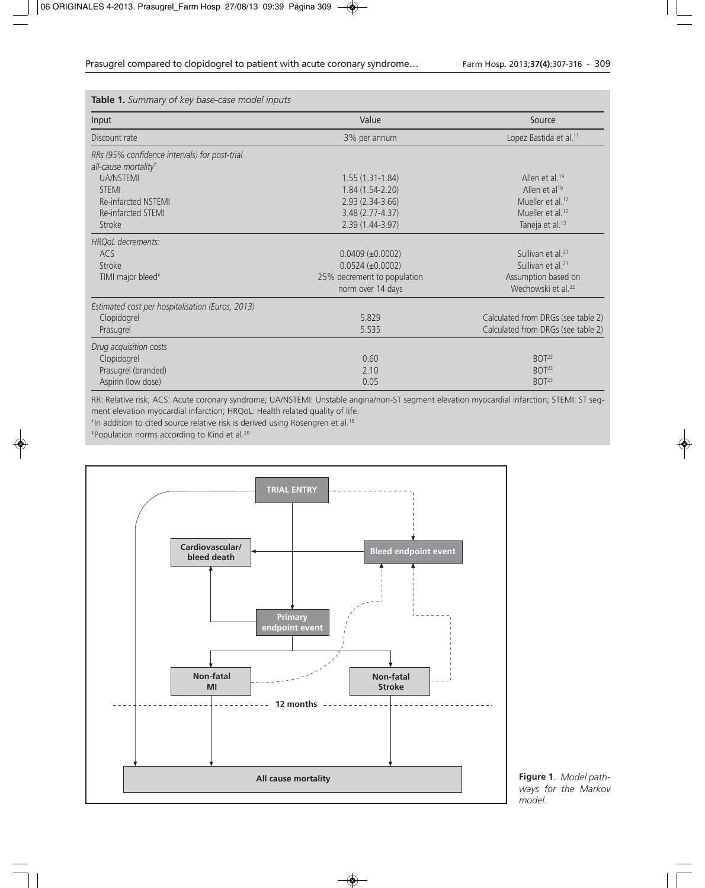**Table 1.** *Summary of key base-case model inputs*

| Input | Value | Source |
|---|---|---|
| Discount rate | 3% per annum | Lopez Bastida et al.[11] |
| *RRs (95% confidence intervals) for post-trial all-cause mortality*[†] | | |
| UA/NSTEMI | 1.55 (1.31-1.84) | Allen et al.[19] |
| STEMI | 1.84 (1.54-2.20) | Allen et al[19] |
| Re-infarcted NSTEMI | 2.93 (2.34-3.66) | Mueller et al.[12] |
| Re-infarcted STEMI | 3.48 (2.77-4.37) | Mueller et al.[12] |
| Stroke | 2.39 (1.44-3.97) | Taneja et al.[13] |
| *HRQoL decrements:* | | |
| ACS | 0.0409 (±0.0002) | Sullivan et al.[21] |
| Stroke | 0.0524 (±0.0002) | Sullivan et al.[21] |
| TIMI major bleed[‡] | 25% decrement to population norm over 14 days | Assumption based on Wechowski et al.[22] |
| *Estimated cost per hospitalisation (Euros, 2013)* | | |
| Clopidogrel | 5.829 | Calculated from DRGs (see table 2) |
| Prasugrel | 5.535 | Calculated from DRGs (see table 2) |
| *Drug acquisition costs* | | |
| Clopidogrel | 0.60 | BOT[23] |
| Prasugrel (branded) | 2.10 | BOT[23] |
| Aspirin (low dose) | 0.05 | BOT[23] |

RR: Relative risk; ACS: Acute coronary syndrome; UA/NSTEMI: Unstable angina/non-ST segment elevation myocardial infarction; STEMI: ST segment elevation myocardial infarction; HRQoL: Health related quality of life.

[†]In addition to cited source relative risk is derived using Rosengren et al.[18]

[‡]Population norms according to Kind et al.[20]

**Figure 1**. *Model pathways for the Markov model.*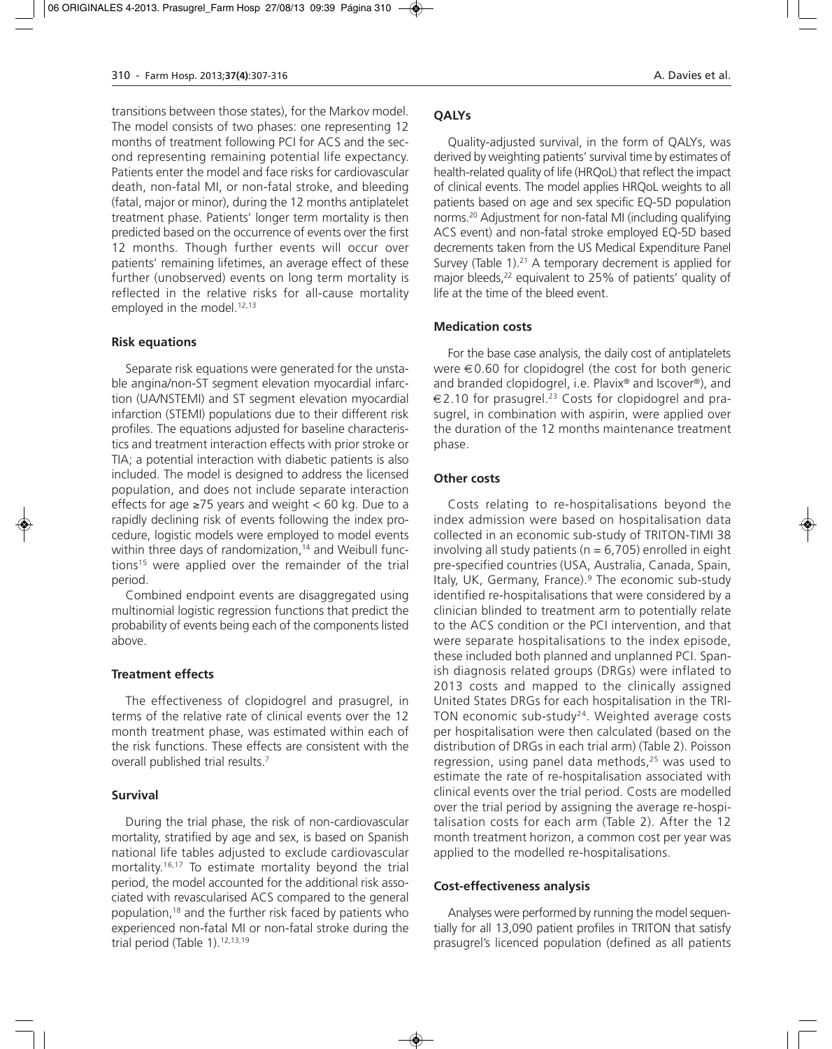transitions between those states), for the Markov model. The model consists of two phases: one representing 12 months of treatment following PCI for ACS and the second representing remaining potential life expectancy. Patients enter the model and face risks for cardiovascular death, non-fatal MI, or non-fatal stroke, and bleeding (fatal, major or minor), during the 12 months antiplatelet treatment phase. Patients' longer term mortality is then predicted based on the occurrence of events over the first 12 months. Though further events will occur over patients' remaining lifetimes, an average effect of these further (unobserved) events on long term mortality is reflected in the relative risks for all-cause mortality employed in the model.[12,13]

### Risk equations

Separate risk equations were generated for the unstable angina/non-ST segment elevation myocardial infarction (UA/NSTEMI) and ST segment elevation myocardial infarction (STEMI) populations due to their different risk profiles. The equations adjusted for baseline characteristics and treatment interaction effects with prior stroke or TIA; a potential interaction with diabetic patients is also included. The model is designed to address the licensed population, and does not include separate interaction effects for age ≥75 years and weight < 60 kg. Due to a rapidly declining risk of events following the index procedure, logistic models were employed to model events within three days of randomization,[14] and Weibull functions[15] were applied over the remainder of the trial period.

Combined endpoint events are disaggregated using multinomial logistic regression functions that predict the probability of events being each of the components listed above.

### Treatment effects

The effectiveness of clopidogrel and prasugrel, in terms of the relative rate of clinical events over the 12 month treatment phase, was estimated within each of the risk functions. These effects are consistent with the overall published trial results.[7]

### Survival

During the trial phase, the risk of non-cardiovascular mortality, stratified by age and sex, is based on Spanish national life tables adjusted to exclude cardiovascular mortality.[16,17] To estimate mortality beyond the trial period, the model accounted for the additional risk associated with revascularised ACS compared to the general population,[18] and the further risk faced by patients who experienced non-fatal MI or non-fatal stroke during the trial period (Table 1).[12,13,19]

### QALYs

Quality-adjusted survival, in the form of QALYs, was derived by weighting patients' survival time by estimates of health-related quality of life (HRQoL) that reflect the impact of clinical events. The model applies HRQoL weights to all patients based on age and sex specific EQ-5D population norms.[20] Adjustment for non-fatal MI (including qualifying ACS event) and non-fatal stroke employed EQ-5D based decrements taken from the US Medical Expenditure Panel Survey (Table 1).[21] A temporary decrement is applied for major bleeds,[22] equivalent to 25% of patients' quality of life at the time of the bleed event.

### Medication costs

For the base case analysis, the daily cost of antiplatelets were €0.60 for clopidogrel (the cost for both generic and branded clopidogrel, i.e. Plavix® and Iscover®), and €2.10 for prasugrel.[23] Costs for clopidogrel and prasugrel, in combination with aspirin, were applied over the duration of the 12 months maintenance treatment phase.

### Other costs

Costs relating to re-hospitalisations beyond the index admission were based on hospitalisation data collected in an economic sub-study of TRITON-TIMI 38 involving all study patients (n = 6,705) enrolled in eight pre-specified countries (USA, Australia, Canada, Spain, Italy, UK, Germany, France).[9] The economic sub-study identified re-hospitalisations that were considered by a clinician blinded to treatment arm to potentially relate to the ACS condition or the PCI intervention, and that were separate hospitalisations to the index episode, these included both planned and unplanned PCI. Spanish diagnosis related groups (DRGs) were inflated to 2013 costs and mapped to the clinically assigned United States DRGs for each hospitalisation in the TRITON economic sub-study[24]. Weighted average costs per hospitalisation were then calculated (based on the distribution of DRGs in each trial arm) (Table 2). Poisson regression, using panel data methods,[25] was used to estimate the rate of re-hospitalisation associated with clinical events over the trial period. Costs are modelled over the trial period by assigning the average re-hospitalisation costs for each arm (Table 2). After the 12 month treatment horizon, a common cost per year was applied to the modelled re-hospitalisations.

### Cost-effectiveness analysis

Analyses were performed by running the model sequentially for all 13,090 patient profiles in TRITON that satisfy prasugrel's licenced population (defined as all patients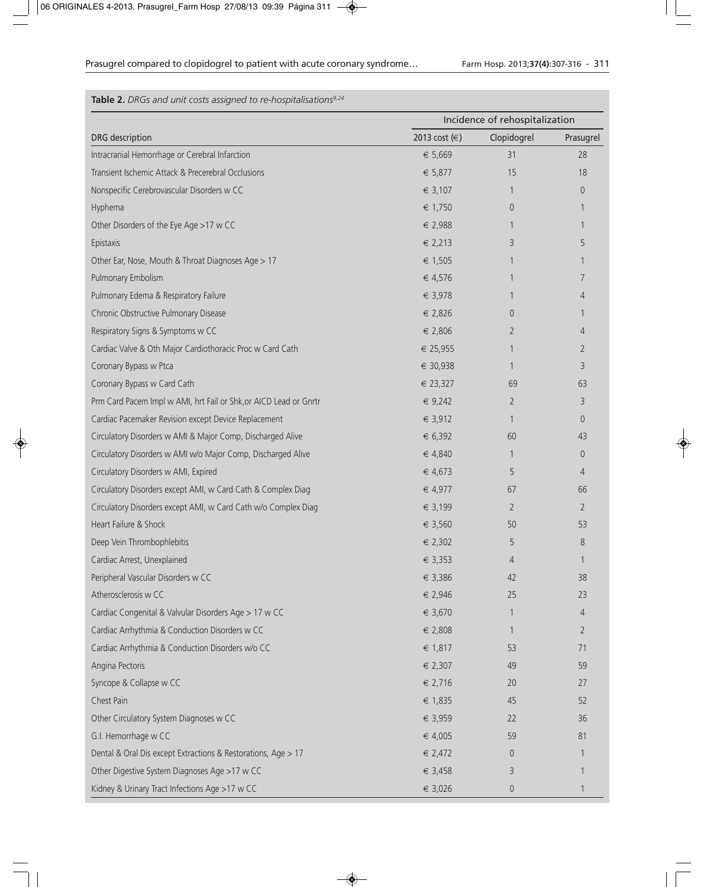**Table 2.** *DRGs and unit costs assigned to re-hospitalisations[9,24]*

| DRG description | 2013 cost (€) | Incidence of rehospitalization | |
|---|---|---|---|
| | | Clopidogrel | Prasugrel |
| Intracranial Hemorrhage or Cerebral Infarction | € 5,669 | 31 | 28 |
| Transient Ischemic Attack & Precerebral Occlusions | € 5,877 | 15 | 18 |
| Nonspecific Cerebrovascular Disorders w CC | € 3,107 | 1 | 0 |
| Hyphema | € 1,750 | 0 | 1 |
| Other Disorders of the Eye Age >17 w CC | € 2,988 | 1 | 1 |
| Epistaxis | € 2,213 | 3 | 5 |
| Other Ear, Nose, Mouth & Throat Diagnoses Age > 17 | € 1,505 | 1 | 1 |
| Pulmonary Embolism | € 4,576 | 1 | 7 |
| Pulmonary Edema & Respiratory Failure | € 3,978 | 1 | 4 |
| Chronic Obstructive Pulmonary Disease | € 2,826 | 0 | 1 |
| Respiratory Signs & Symptoms w CC | € 2,806 | 2 | 4 |
| Cardiac Valve & Oth Major Cardiothoracic Proc w Card Cath | € 25,955 | 1 | 2 |
| Coronary Bypass w Ptca | € 30,938 | 1 | 3 |
| Coronary Bypass w Card Cath | € 23,327 | 69 | 63 |
| Prm Card Pacem Impl w AMI, hrt Fail or Shk,or AICD Lead or Gnrtr | € 9,242 | 2 | 3 |
| Cardiac Pacemaker Revision except Device Replacement | € 3,912 | 1 | 0 |
| Circulatory Disorders w AMI & Major Comp, Discharged Alive | € 6,392 | 60 | 43 |
| Circulatory Disorders w AMI w/o Major Comp, Discharged Alive | € 4,840 | 1 | 0 |
| Circulatory Disorders w AMI, Expired | € 4,673 | 5 | 4 |
| Circulatory Disorders except AMI, w Card Cath & Complex Diag | € 4,977 | 67 | 66 |
| Circulatory Disorders except AMI, w Card Cath w/o Complex Diag | € 3,199 | 2 | 2 |
| Heart Failure & Shock | € 3,560 | 50 | 53 |
| Deep Vein Thrombophlebitis | € 2,302 | 5 | 8 |
| Cardiac Arrest, Unexplained | € 3,353 | 4 | 1 |
| Peripheral Vascular Disorders w CC | € 3,386 | 42 | 38 |
| Atherosclerosis w CC | € 2,946 | 25 | 23 |
| Cardiac Congenital & Valvular Disorders Age > 17 w CC | € 3,670 | 1 | 4 |
| Cardiac Arrhythmia & Conduction Disorders w CC | € 2,808 | 1 | 2 |
| Cardiac Arrhythmia & Conduction Disorders w/o CC | € 1,817 | 53 | 71 |
| Angina Pectoris | € 2,307 | 49 | 59 |
| Syncope & Collapse w CC | € 2,716 | 20 | 27 |
| Chest Pain | € 1,835 | 45 | 52 |
| Other Circulatory System Diagnoses w CC | € 3,959 | 22 | 36 |
| G.I. Hemorrhage w CC | € 4,005 | 59 | 81 |
| Dental & Oral Dis except Extractions & Restorations, Age > 17 | € 2,472 | 0 | 1 |
| Other Digestive System Diagnoses Age >17 w CC | € 3,458 | 3 | 1 |
| Kidney & Urinary Tract Infections Age >17 w CC | € 3,026 | 0 | 1 |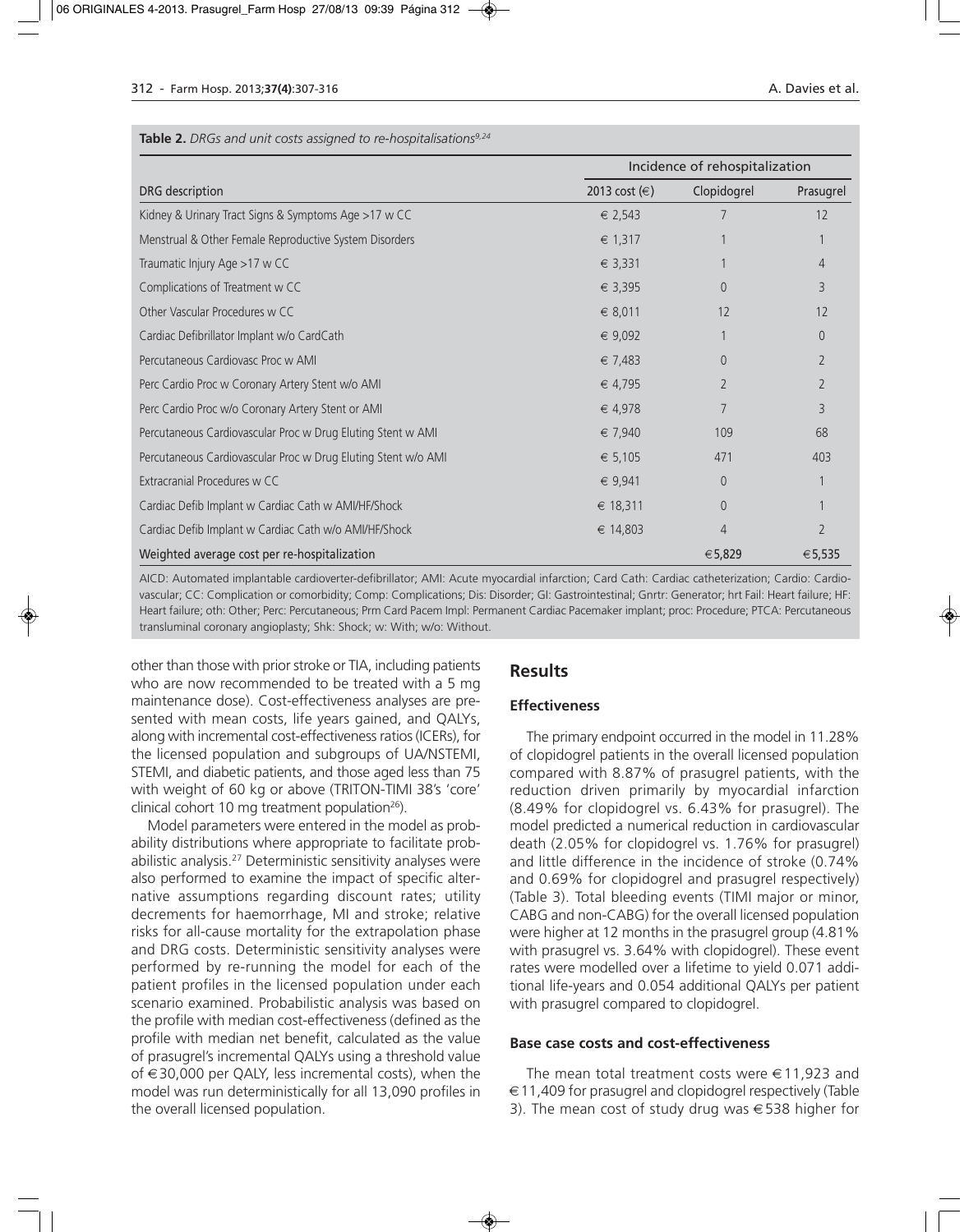**Table 2.** *DRGs and unit costs assigned to re-hospitalisations*[9,24]

| DRG description | 2013 cost (€) | Incidence of rehospitalization | |
|---|---|---|---|
| | | Clopidogrel | Prasugrel |
| Kidney & Urinary Tract Signs & Symptoms Age >17 w CC | € 2,543 | 7 | 12 |
| Menstrual & Other Female Reproductive System Disorders | € 1,317 | 1 | 1 |
| Traumatic Injury Age >17 w CC | € 3,331 | 1 | 4 |
| Complications of Treatment w CC | € 3,395 | 0 | 3 |
| Other Vascular Procedures w CC | € 8,011 | 12 | 12 |
| Cardiac Defibrillator Implant w/o CardCath | € 9,092 | 1 | 0 |
| Percutaneous Cardiovasc Proc w AMI | € 7,483 | 0 | 2 |
| Perc Cardio Proc w Coronary Artery Stent w/o AMI | € 4,795 | 2 | 2 |
| Perc Cardio Proc w/o Coronary Artery Stent or AMI | € 4,978 | 7 | 3 |
| Percutaneous Cardiovascular Proc w Drug Eluting Stent w AMI | € 7,940 | 109 | 68 |
| Percutaneous Cardiovascular Proc w Drug Eluting Stent w/o AMI | € 5,105 | 471 | 403 |
| Extracranial Procedures w CC | € 9,941 | 0 | 1 |
| Cardiac Defib Implant w Cardiac Cath w AMI/HF/Shock | € 18,311 | 0 | 1 |
| Cardiac Defib Implant w Cardiac Cath w/o AMI/HF/Shock | € 14,803 | 4 | 2 |
| Weighted average cost per re-hospitalization | | €5,829 | €5,535 |

AICD: Automated implantable cardioverter-defibrillator; AMI: Acute myocardial infarction; Card Cath: Cardiac catheterization; Cardio: Cardiovascular; CC: Complication or comorbidity; Comp: Complications; Dis: Disorder; GI: Gastrointestinal; Gnrtr: Generator; hrt Fail: Heart failure; HF: Heart failure; oth: Other; Perc: Percutaneous; Prm Card Pacem Impl: Permanent Cardiac Pacemaker implant; proc: Procedure; PTCA: Percutaneous transluminal coronary angioplasty; Shk: Shock; w: With; w/o: Without.

other than those with prior stroke or TIA, including patients who are now recommended to be treated with a 5 mg maintenance dose). Cost-effectiveness analyses are presented with mean costs, life years gained, and QALYs, along with incremental cost-effectiveness ratios (ICERs), for the licensed population and subgroups of UA/NSTEMI, STEMI, and diabetic patients, and those aged less than 75 with weight of 60 kg or above (TRITON-TIMI 38's 'core' clinical cohort 10 mg treatment population[26]).

Model parameters were entered in the model as probability distributions where appropriate to facilitate probabilistic analysis.[27] Deterministic sensitivity analyses were also performed to examine the impact of specific alternative assumptions regarding discount rates; utility decrements for haemorrhage, MI and stroke; relative risks for all-cause mortality for the extrapolation phase and DRG costs. Deterministic sensitivity analyses were performed by re-running the model for each of the patient profiles in the licensed population under each scenario examined. Probabilistic analysis was based on the profile with median cost-effectiveness (defined as the profile with median net benefit, calculated as the value of prasugrel's incremental QALYs using a threshold value of €30,000 per QALY, less incremental costs), when the model was run deterministically for all 13,090 profiles in the overall licensed population.

## Results

### Effectiveness

The primary endpoint occurred in the model in 11.28% of clopidogrel patients in the overall licensed population compared with 8.87% of prasugrel patients, with the reduction driven primarily by myocardial infarction (8.49% for clopidogrel vs. 6.43% for prasugrel). The model predicted a numerical reduction in cardiovascular death (2.05% for clopidogrel vs. 1.76% for prasugrel) and little difference in the incidence of stroke (0.74% and 0.69% for clopidogrel and prasugrel respectively) (Table 3). Total bleeding events (TIMI major or minor, CABG and non-CABG) for the overall licensed population were higher at 12 months in the prasugrel group (4.81% with prasugrel vs. 3.64% with clopidogrel). These event rates were modelled over a lifetime to yield 0.071 additional life-years and 0.054 additional QALYs per patient with prasugrel compared to clopidogrel.

### Base case costs and cost-effectiveness

The mean total treatment costs were €11,923 and €11,409 for prasugrel and clopidogrel respectively (Table 3). The mean cost of study drug was €538 higher for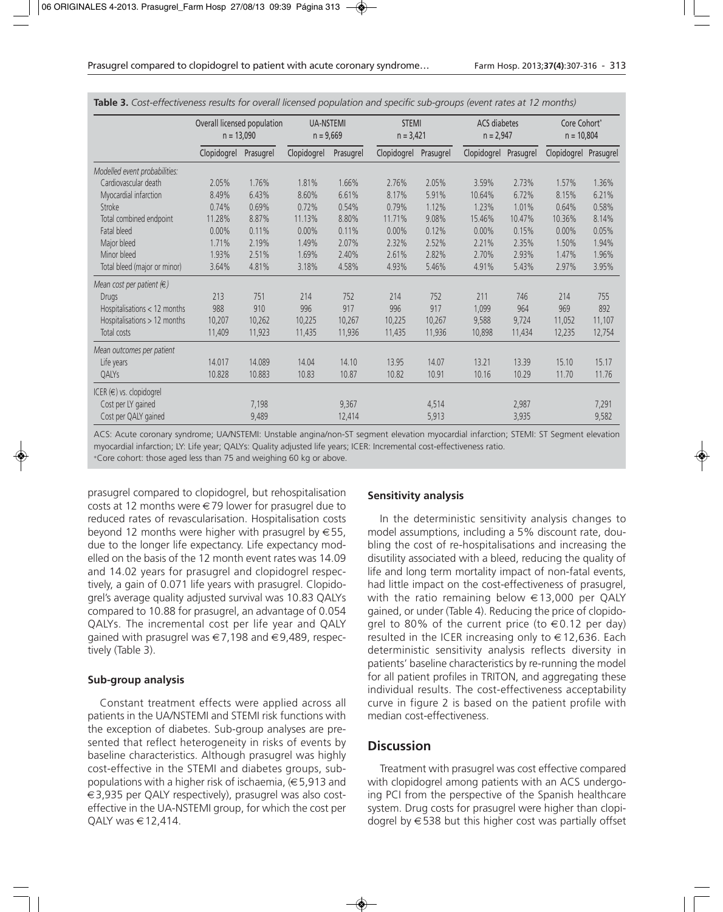**Table 3.** *Cost-effectiveness results for overall licensed population and specific sub-groups (event rates at 12 months)*

| | Overall licensed population n = 13,090 | | UA-NSTEMI n = 9,669 | | STEMI n = 3,421 | | ACS diabetes n = 2,947 | | Core Cohort+ n = 10,804 | |
|---|---|---|---|---|---|---|---|---|---|---|
| | Clopidogrel | Prasugrel | Clopidogrel | Prasugrel | Clopidogrel | Prasugrel | Clopidogrel | Prasugrel | Clopidogrel | Prasugrel |
| *Modelled event probabilities:* | | | | | | | | | | |
| Cardiovascular death | 2.05% | 1.76% | 1.81% | 1.66% | 2.76% | 2.05% | 3.59% | 2.73% | 1.57% | 1.36% |
| Myocardial infarction | 8.49% | 6.43% | 8.60% | 6.61% | 8.17% | 5.91% | 10.64% | 6.72% | 8.15% | 6.21% |
| Stroke | 0.74% | 0.69% | 0.72% | 0.54% | 0.79% | 1.12% | 1.23% | 1.01% | 0.64% | 0.58% |
| Total combined endpoint | 11.28% | 8.87% | 11.13% | 8.80% | 11.71% | 9.08% | 15.46% | 10.47% | 10.36% | 8.14% |
| Fatal bleed | 0.00% | 0.11% | 0.00% | 0.11% | 0.00% | 0.12% | 0.00% | 0.15% | 0.00% | 0.05% |
| Major bleed | 1.71% | 2.19% | 1.49% | 2.07% | 2.32% | 2.52% | 2.21% | 2.35% | 1.50% | 1.94% |
| Minor bleed | 1.93% | 2.51% | 1.69% | 2.40% | 2.61% | 2.82% | 2.70% | 2.93% | 1.47% | 1.96% |
| Total bleed (major or minor) | 3.64% | 4.81% | 3.18% | 4.58% | 4.93% | 5.46% | 4.91% | 5.43% | 2.97% | 3.95% |
| *Mean cost per patient (€)* | | | | | | | | | | |
| Drugs | 213 | 751 | 214 | 752 | 214 | 752 | 211 | 746 | 214 | 755 |
| Hospitalisations < 12 months | 988 | 910 | 996 | 917 | 996 | 917 | 1,099 | 964 | 969 | 892 |
| Hospitalisations > 12 months | 10,207 | 10,262 | 10,225 | 10,267 | 10,225 | 10,267 | 9,588 | 9,724 | 11,052 | 11,107 |
| Total costs | 11,409 | 11,923 | 11,435 | 11,936 | 11,435 | 11,936 | 10,898 | 11,434 | 12,235 | 12,754 |
| *Mean outcomes per patient* | | | | | | | | | | |
| Life years | 14.017 | 14.089 | 14.04 | 14.10 | 13.95 | 14.07 | 13.21 | 13.39 | 15.10 | 15.17 |
| QALYs | 10.828 | 10.883 | 10.83 | 10.87 | 10.82 | 10.91 | 10.16 | 10.29 | 11.70 | 11.76 |
| *ICER (€) vs. clopidogrel* | | | | | | | | | | |
| Cost per LY gained | | 7,198 | | 9,367 | | 4,514 | | 2,987 | | 7,291 |
| Cost per QALY gained | | 9,489 | | 12,414 | | 5,913 | | 3,935 | | 9,582 |

ACS: Acute coronary syndrome; UA/NSTEMI: Unstable angina/non-ST segment elevation myocardial infarction; STEMI: ST Segment elevation myocardial infarction; LY: Life year; QALYs: Quality adjusted life years; ICER: Incremental cost-effectiveness ratio.
+Core cohort: those aged less than 75 and weighing 60 kg or above.

prasugrel compared to clopidogrel, but rehospitalisation costs at 12 months were €79 lower for prasugrel due to reduced rates of revascularisation. Hospitalisation costs beyond 12 months were higher with prasugrel by €55, due to the longer life expectancy. Life expectancy modelled on the basis of the 12 month event rates was 14.09 and 14.02 years for prasugrel and clopidogrel respectively, a gain of 0.071 life years with prasugrel. Clopidogrel's average quality adjusted survival was 10.83 QALYs compared to 10.88 for prasugrel, an advantage of 0.054 QALYs. The incremental cost per life year and QALY gained with prasugrel was €7,198 and €9,489, respectively (Table 3).

### Sub-group analysis

Constant treatment effects were applied across all patients in the UA/NSTEMI and STEMI risk functions with the exception of diabetes. Sub-group analyses are presented that reflect heterogeneity in risks of events by baseline characteristics. Although prasugrel was highly cost-effective in the STEMI and diabetes groups, subpopulations with a higher risk of ischaemia, (€5,913 and €3,935 per QALY respectively), prasugrel was also cost-effective in the UA-NSTEMI group, for which the cost per QALY was €12,414.

### Sensitivity analysis

In the deterministic sensitivity analysis changes to model assumptions, including a 5% discount rate, doubling the cost of re-hospitalisations and increasing the disutility associated with a bleed, reducing the quality of life and long term mortality impact of non-fatal events, had little impact on the cost-effectiveness of prasugrel, with the ratio remaining below €13,000 per QALY gained, or under (Table 4). Reducing the price of clopidogrel to 80% of the current price (to €0.12 per day) resulted in the ICER increasing only to €12,636. Each deterministic sensitivity analysis reflects diversity in patients' baseline characteristics by re-running the model for all patient profiles in TRITON, and aggregating these individual results. The cost-effectiveness acceptability curve in figure 2 is based on the patient profile with median cost-effectiveness.

## Discussion

Treatment with prasugrel was cost effective compared with clopidogrel among patients with an ACS undergoing PCI from the perspective of the Spanish healthcare system. Drug costs for prasugrel were higher than clopidogrel by €538 but this higher cost was partially offset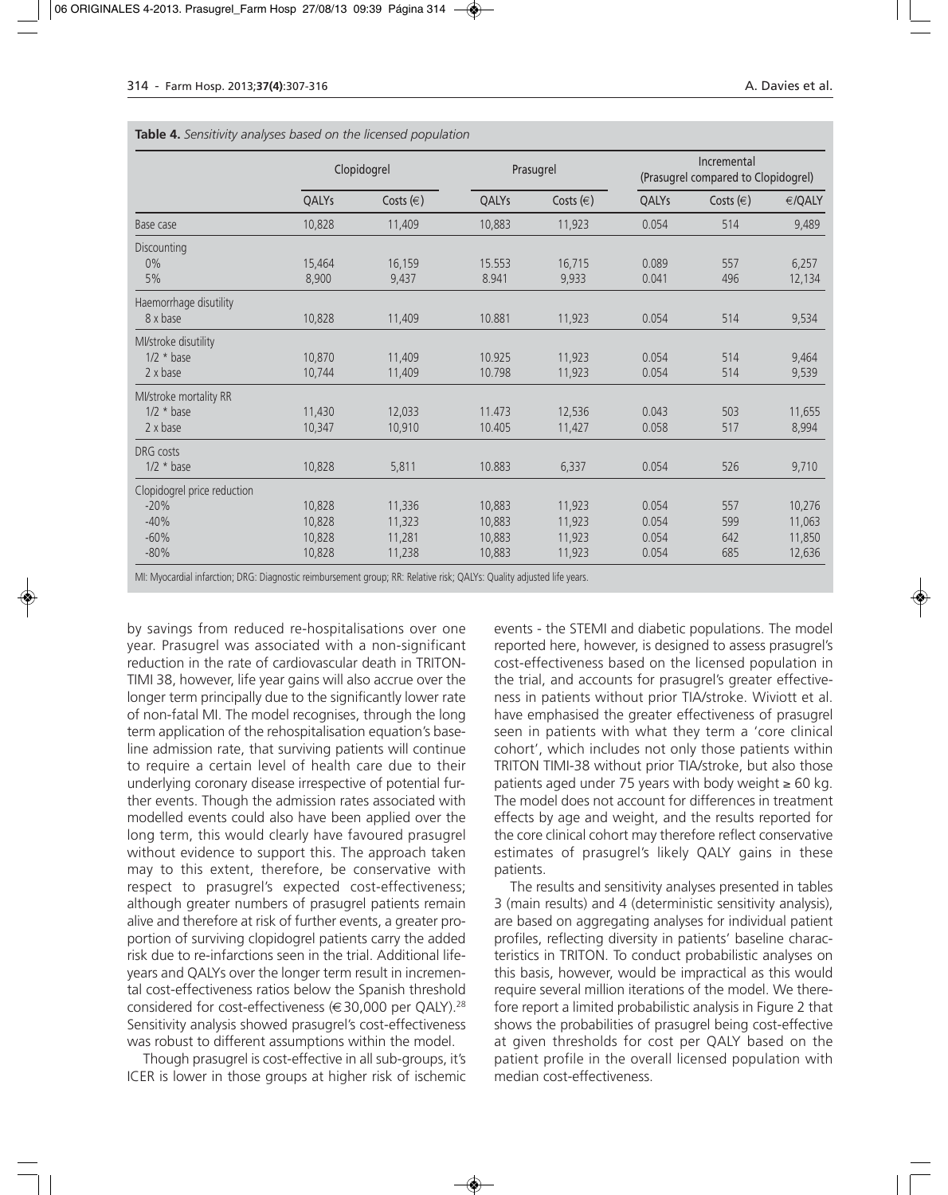**Table 4.** *Sensitivity analyses based on the licensed population*

| | Clopidogrel | | Prasugrel | | Incremental (Prasugrel compared to Clopidogrel) | | |
|---|---|---|---|---|---|---|---|
| | QALYs | Costs (€) | QALYs | Costs (€) | QALYs | Costs (€) | €/QALY |
| Base case | 10,828 | 11,409 | 10,883 | 11,923 | 0.054 | 514 | 9,489 |
| Discounting | | | | | | | |
| 0% | 15,464 | 16,159 | 15.553 | 16,715 | 0.089 | 557 | 6,257 |
| 5% | 8,900 | 9,437 | 8.941 | 9,933 | 0.041 | 496 | 12,134 |
| Haemorrhage disutility | | | | | | | |
| 8 x base | 10,828 | 11,409 | 10.881 | 11,923 | 0.054 | 514 | 9,534 |
| MI/stroke disutility | | | | | | | |
| 1/2 * base | 10,870 | 11,409 | 10.925 | 11,923 | 0.054 | 514 | 9,464 |
| 2 x base | 10,744 | 11,409 | 10.798 | 11,923 | 0.054 | 514 | 9,539 |
| MI/stroke mortality RR | | | | | | | |
| 1/2 * base | 11,430 | 12,033 | 11.473 | 12,536 | 0.043 | 503 | 11,655 |
| 2 x base | 10,347 | 10,910 | 10.405 | 11,427 | 0.058 | 517 | 8,994 |
| DRG costs | | | | | | | |
| 1/2 * base | 10,828 | 5,811 | 10.883 | 6,337 | 0.054 | 526 | 9,710 |
| Clopidogrel price reduction | | | | | | | |
| -20% | 10,828 | 11,336 | 10,883 | 11,923 | 0.054 | 557 | 10,276 |
| -40% | 10,828 | 11,323 | 10,883 | 11,923 | 0.054 | 599 | 11,063 |
| -60% | 10,828 | 11,281 | 10,883 | 11,923 | 0.054 | 642 | 11,850 |
| -80% | 10,828 | 11,238 | 10,883 | 11,923 | 0.054 | 685 | 12,636 |

MI: Myocardial infarction; DRG: Diagnostic reimbursement group; RR: Relative risk; QALYs: Quality adjusted life years.

by savings from reduced re-hospitalisations over one year. Prasugrel was associated with a non-significant reduction in the rate of cardiovascular death in TRITON-TIMI 38, however, life year gains will also accrue over the longer term principally due to the significantly lower rate of non-fatal MI. The model recognises, through the long term application of the rehospitalisation equation's baseline admission rate, that surviving patients will continue to require a certain level of health care due to their underlying coronary disease irrespective of potential further events. Though the admission rates associated with modelled events could also have been applied over the long term, this would clearly have favoured prasugrel without evidence to support this. The approach taken may to this extent, therefore, be conservative with respect to prasugrel's expected cost-effectiveness; although greater numbers of prasugrel patients remain alive and therefore at risk of further events, a greater proportion of surviving clopidogrel patients carry the added risk due to re-infarctions seen in the trial. Additional life-years and QALYs over the longer term result in incremental cost-effectiveness ratios below the Spanish threshold considered for cost-effectiveness (€30,000 per QALY).[28] Sensitivity analysis showed prasugrel's cost-effectiveness was robust to different assumptions within the model.

Though prasugrel is cost-effective in all sub-groups, it's ICER is lower in those groups at higher risk of ischemic events - the STEMI and diabetic populations. The model reported here, however, is designed to assess prasugrel's cost-effectiveness based on the licensed population in the trial, and accounts for prasugrel's greater effectiveness in patients without prior TIA/stroke. Wiviott et al. have emphasised the greater effectiveness of prasugrel seen in patients with what they term a 'core clinical cohort', which includes not only those patients within TRITON TIMI-38 without prior TIA/stroke, but also those patients aged under 75 years with body weight ≥ 60 kg. The model does not account for differences in treatment effects by age and weight, and the results reported for the core clinical cohort may therefore reflect conservative estimates of prasugrel's likely QALY gains in these patients.

The results and sensitivity analyses presented in tables 3 (main results) and 4 (deterministic sensitivity analysis), are based on aggregating analyses for individual patient profiles, reflecting diversity in patients' baseline characteristics in TRITON. To conduct probabilistic analyses on this basis, however, would be impractical as this would require several million iterations of the model. We therefore report a limited probabilistic analysis in Figure 2 that shows the probabilities of prasugrel being cost-effective at given thresholds for cost per QALY based on the patient profile in the overall licensed population with median cost-effectiveness.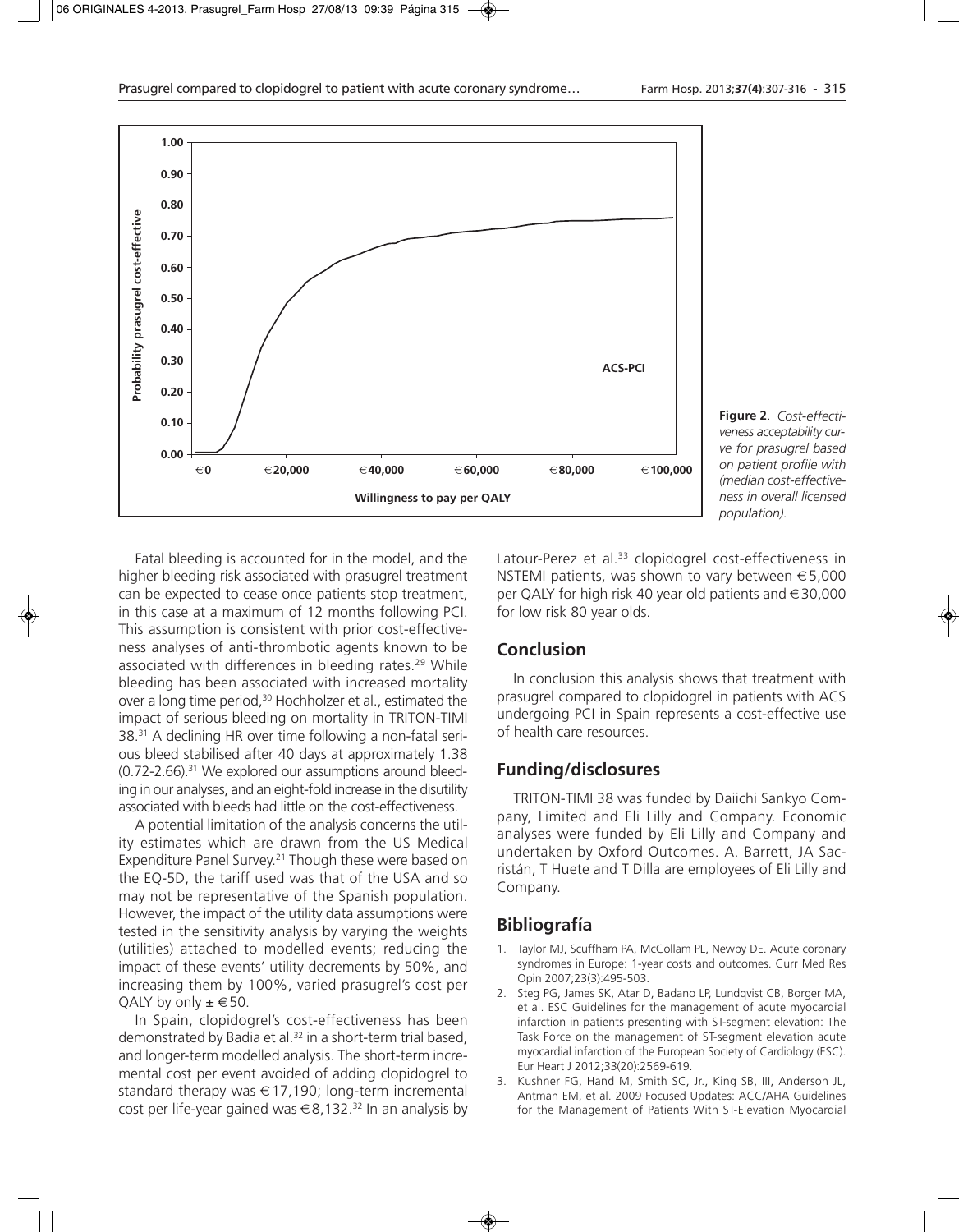**Figure 2**. *Cost-effectiveness acceptability curve for prasugrel based on patient profile with (median cost-effectiveness in overall licensed population).*

Fatal bleeding is accounted for in the model, and the higher bleeding risk associated with prasugrel treatment can be expected to cease once patients stop treatment, in this case at a maximum of 12 months following PCI. This assumption is consistent with prior cost-effectiveness analyses of anti-thrombotic agents known to be associated with differences in bleeding rates.[29] While bleeding has been associated with increased mortality over a long time period,[30] Hochholzer et al., estimated the impact of serious bleeding on mortality in TRITON-TIMI 38.[31] A declining HR over time following a non-fatal serious bleed stabilised after 40 days at approximately 1.38 (0.72-2.66).[31] We explored our assumptions around bleeding in our analyses, and an eight-fold increase in the disutility associated with bleeds had little on the cost-effectiveness.

A potential limitation of the analysis concerns the utility estimates which are drawn from the US Medical Expenditure Panel Survey.[21] Though these were based on the EQ-5D, the tariff used was that of the USA and so may not be representative of the Spanish population. However, the impact of the utility data assumptions were tested in the sensitivity analysis by varying the weights (utilities) attached to modelled events; reducing the impact of these events' utility decrements by 50%, and increasing them by 100%, varied prasugrel's cost per QALY by only ± €50.

In Spain, clopidogrel's cost-effectiveness has been demonstrated by Badia et al.[32] in a short-term trial based, and longer-term modelled analysis. The short-term incremental cost per event avoided of adding clopidogrel to standard therapy was €17,190; long-term incremental cost per life-year gained was €8,132.[32] In an analysis by Latour-Perez et al.[33] clopidogrel cost-effectiveness in NSTEMI patients, was shown to vary between €5,000 per QALY for high risk 40 year old patients and €30,000 for low risk 80 year olds.

## Conclusion

In conclusion this analysis shows that treatment with prasugrel compared to clopidogrel in patients with ACS undergoing PCI in Spain represents a cost-effective use of health care resources.

## Funding/disclosures

TRITON-TIMI 38 was funded by Daiichi Sankyo Company, Limited and Eli Lilly and Company. Economic analyses were funded by Eli Lilly and Company and undertaken by Oxford Outcomes. A. Barrett, JA Sacristán, T Huete and T Dilla are employees of Eli Lilly and Company.

## Bibliografía

1. Taylor MJ, Scuffham PA, McCollam PL, Newby DE. Acute coronary syndromes in Europe: 1-year costs and outcomes. Curr Med Res Opin 2007;23(3):495-503.
2. Steg PG, James SK, Atar D, Badano LP, Lundqvist CB, Borger MA, et al. ESC Guidelines for the management of acute myocardial infarction in patients presenting with ST-segment elevation: The Task Force on the management of ST-segment elevation acute myocardial infarction of the European Society of Cardiology (ESC). Eur Heart J 2012;33(20):2569-619.
3. Kushner FG, Hand M, Smith SC, Jr., King SB, III, Anderson JL, Antman EM, et al. 2009 Focused Updates: ACC/AHA Guidelines for the Management of Patients With ST-Elevation Myocardial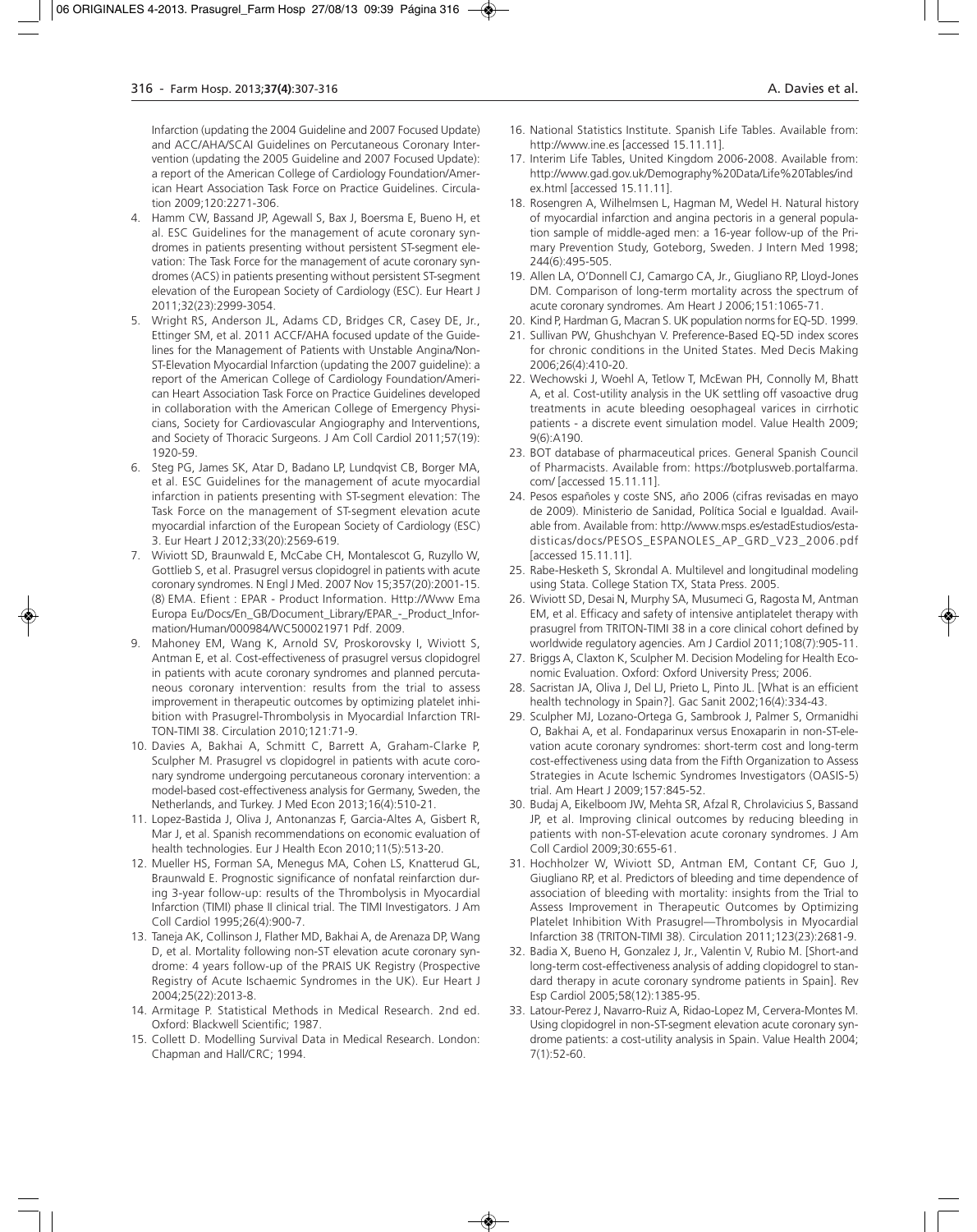Infarction (updating the 2004 Guideline and 2007 Focused Update) and ACC/AHA/SCAI Guidelines on Percutaneous Coronary Intervention (updating the 2005 Guideline and 2007 Focused Update): a report of the American College of Cardiology Foundation/American Heart Association Task Force on Practice Guidelines. Circulation 2009;120:2271-306.

4. Hamm CW, Bassand JP, Agewall S, Bax J, Boersma E, Bueno H, et al. ESC Guidelines for the management of acute coronary syndromes in patients presenting without persistent ST-segment elevation: The Task Force for the management of acute coronary syndromes (ACS) in patients presenting without persistent ST-segment elevation of the European Society of Cardiology (ESC). Eur Heart J 2011;32(23):2999-3054.
5. Wright RS, Anderson JL, Adams CD, Bridges CR, Casey DE, Jr., Ettinger SM, et al. 2011 ACCF/AHA focused update of the Guidelines for the Management of Patients with Unstable Angina/Non-ST-Elevation Myocardial Infarction (updating the 2007 guideline): a report of the American College of Cardiology Foundation/American Heart Association Task Force on Practice Guidelines developed in collaboration with the American College of Emergency Physicians, Society for Cardiovascular Angiography and Interventions, and Society of Thoracic Surgeons. J Am Coll Cardiol 2011;57(19): 1920-59.
6. Steg PG, James SK, Atar D, Badano LP, Lundqvist CB, Borger MA, et al. ESC Guidelines for the management of acute myocardial infarction in patients presenting with ST-segment elevation: The Task Force on the management of ST-segment elevation acute myocardial infarction of the European Society of Cardiology (ESC) 3. Eur Heart J 2012;33(20):2569-619.
7. Wiviott SD, Braunwald E, McCabe CH, Montalescot G, Ruzyllo W, Gottlieb S, et al. Prasugrel versus clopidogrel in patients with acute coronary syndromes. N Engl J Med. 2007 Nov 15;357(20):2001-15. (8) EMA. Efient : EPAR - Product Information. Http://Www Ema Europa Eu/Docs/En_GB/Document_Library/EPAR_-_Product_Information/Human/000984/WC500021971 Pdf. 2009.
9. Mahoney EM, Wang K, Arnold SV, Proskorovsky I, Wiviott S, Antman E, et al. Cost-effectiveness of prasugrel versus clopidogrel in patients with acute coronary syndromes and planned percutaneous coronary intervention: results from the trial to assess improvement in therapeutic outcomes by optimizing platelet inhibition with Prasugrel-Thrombolysis in Myocardial Infarction TRITON-TIMI 38. Circulation 2010;121:71-9.
10. Davies A, Bakhai A, Schmitt C, Barrett A, Graham-Clarke P, Sculpher M. Prasugrel vs clopidogrel in patients with acute coronary syndrome undergoing percutaneous coronary intervention: a model-based cost-effectiveness analysis for Germany, Sweden, the Netherlands, and Turkey. J Med Econ 2013;16(4):510-21.
11. Lopez-Bastida J, Oliva J, Antonanzas F, Garcia-Altes A, Gisbert R, Mar J, et al. Spanish recommendations on economic evaluation of health technologies. Eur J Health Econ 2010;11(5):513-20.
12. Mueller HS, Forman SA, Menegus MA, Cohen LS, Knatterud GL, Braunwald E. Prognostic significance of nonfatal reinfarction during 3-year follow-up: results of the Thrombolysis in Myocardial Infarction (TIMI) phase II clinical trial. The TIMI Investigators. J Am Coll Cardiol 1995;26(4):900-7.
13. Taneja AK, Collinson J, Flather MD, Bakhai A, de Arenaza DP, Wang D, et al. Mortality following non-ST elevation acute coronary syndrome: 4 years follow-up of the PRAIS UK Registry (Prospective Registry of Acute Ischaemic Syndromes in the UK). Eur Heart J 2004;25(22):2013-8.
14. Armitage P. Statistical Methods in Medical Research. 2nd ed. Oxford: Blackwell Scientific; 1987.
15. Collett D. Modelling Survival Data in Medical Research. London: Chapman and Hall/CRC; 1994.
16. National Statistics Institute. Spanish Life Tables. Available from: http://www.ine.es [accessed 15.11.11].
17. Interim Life Tables, United Kingdom 2006-2008. Available from: http://www.gad.gov.uk/Demography%20Data/Life%20Tables/index.html [accessed 15.11.11].
18. Rosengren A, Wilhelmsen L, Hagman M, Wedel H. Natural history of myocardial infarction and angina pectoris in a general population sample of middle-aged men: a 16-year follow-up of the Primary Prevention Study, Goteborg, Sweden. J Intern Med 1998; 244(6):495-505.
19. Allen LA, O'Donnell CJ, Camargo CA, Jr., Giugliano RP, Lloyd-Jones DM. Comparison of long-term mortality across the spectrum of acute coronary syndromes. Am Heart J 2006;151:1065-71.
20. Kind P, Hardman G, Macran S. UK population norms for EQ-5D. 1999.
21. Sullivan PW, Ghushchyan V. Preference-Based EQ-5D index scores for chronic conditions in the United States. Med Decis Making 2006;26(4):410-20.
22. Wechowski J, Woehl A, Tetlow T, McEwan PH, Connolly M, Bhatt A, et al. Cost-utility analysis in the UK settling off vasoactive drug treatments in acute bleeding oesophageal varices in cirrhotic patients - a discrete event simulation model. Value Health 2009; 9(6):A190.
23. BOT database of pharmaceutical prices. General Spanish Council of Pharmacists. Available from: https://botplusweb.portalfarma.com/ [accessed 15.11.11].
24. Pesos españoles y coste SNS, año 2006 (cifras revisadas en mayo de 2009). Ministerio de Sanidad, Política Social e Igualdad. Available from. Available from: http://www.msps.es/estadEstudios/estadisticas/docs/PESOS_ESPANOLES_AP_GRD_V23_2006.pdf [accessed 15.11.11].
25. Rabe-Hesketh S, Skrondal A. Multilevel and longitudinal modeling using Stata. College Station TX, Stata Press. 2005.
26. Wiviott SD, Desai N, Murphy SA, Musumeci G, Ragosta M, Antman EM, et al. Efficacy and safety of intensive antiplatelet therapy with prasugrel from TRITON-TIMI 38 in a core clinical cohort defined by worldwide regulatory agencies. Am J Cardiol 2011;108(7):905-11.
27. Briggs A, Claxton K, Sculpher M. Decision Modeling for Health Economic Evaluation. Oxford: Oxford University Press; 2006.
28. Sacristan JA, Oliva J, Del LJ, Prieto L, Pinto JL. [What is an efficient health technology in Spain?]. Gac Sanit 2002;16(4):334-43.
29. Sculpher MJ, Lozano-Ortega G, Sambrook J, Palmer S, Ormanidhi O, Bakhai A, et al. Fondaparinux versus Enoxaparin in non-ST-elevation acute coronary syndromes: short-term cost and long-term cost-effectiveness using data from the Fifth Organization to Assess Strategies in Acute Ischemic Syndromes Investigators (OASIS-5) trial. Am Heart J 2009;157:845-52.
30. Budaj A, Eikelboom JW, Mehta SR, Afzal R, Chrolavicius S, Bassand JP, et al. Improving clinical outcomes by reducing bleeding in patients with non-ST-elevation acute coronary syndromes. J Am Coll Cardiol 2009;30:655-61.
31. Hochholzer W, Wiviott SD, Antman EM, Contant CF, Guo J, Giugliano RP, et al. Predictors of bleeding and time dependence of association of bleeding with mortality: insights from the Trial to Assess Improvement in Therapeutic Outcomes by Optimizing Platelet Inhibition With Prasugrel—Thrombolysis in Myocardial Infarction 38 (TRITON-TIMI 38). Circulation 2011;123(23):2681-9.
32. Badia X, Bueno H, Gonzalez J, Jr., Valentin V, Rubio M. [Short-and long-term cost-effectiveness analysis of adding clopidogrel to standard therapy in acute coronary syndrome patients in Spain]. Rev Esp Cardiol 2005;58(12):1385-95.
33. Latour-Perez J, Navarro-Ruiz A, Ridao-Lopez M, Cervera-Montes M. Using clopidogrel in non-ST-segment elevation acute coronary syndrome patients: a cost-utility analysis in Spain. Value Health 2004; 7(1):52-60.